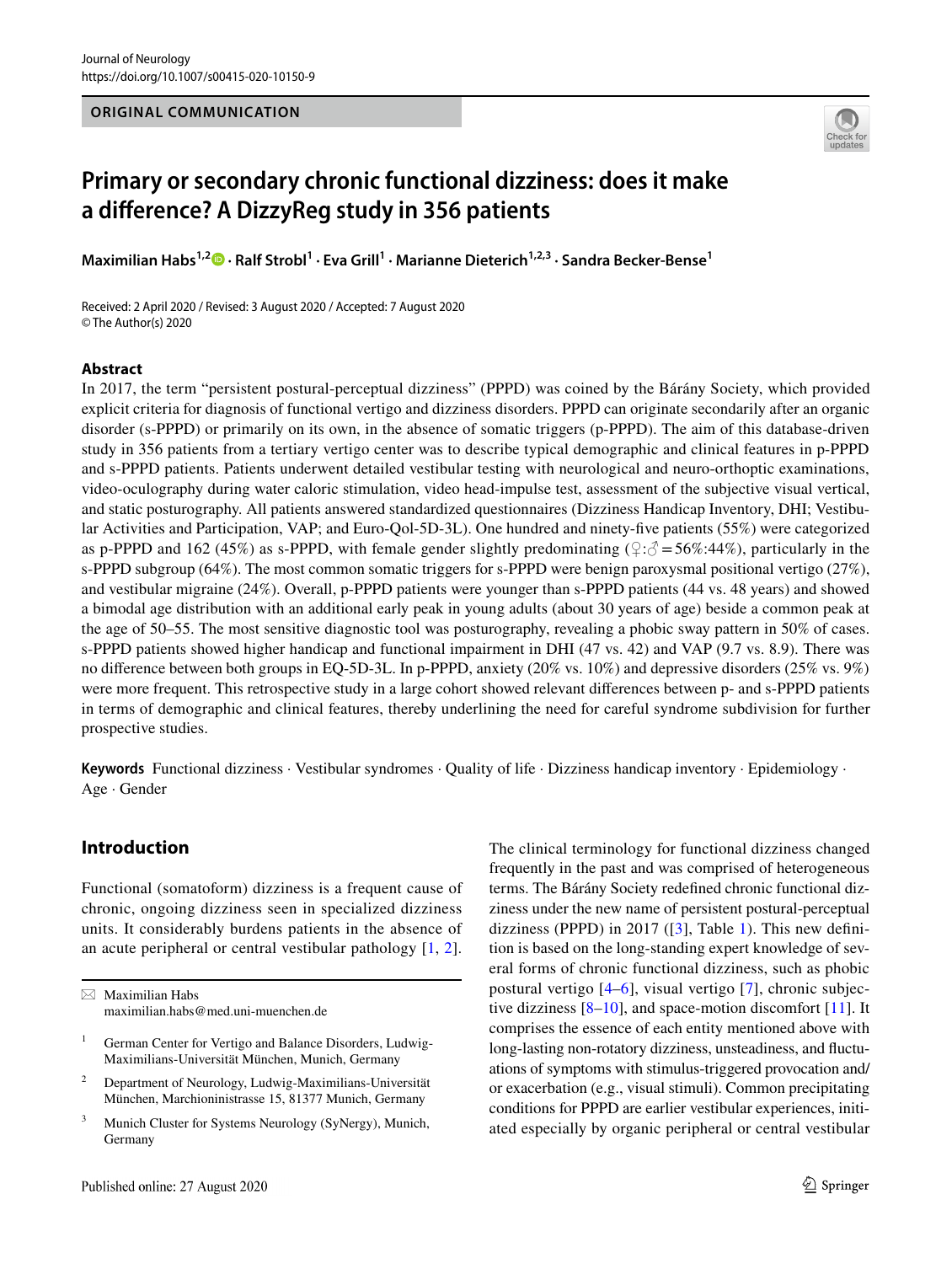ORIGINAL COMMUNICATION

# Primary or secondary chronic functional dizziness: does it make a difference? A DizzyReg study in 356 patients

**Maximilian Habs[1,2] · Ralf Strobl[1] · Eva Grill[1] · Marianne Dieterich[1,2,3] · Sandra Becker-Bense[1]**

Received: 2 April 2020 / Revised: 3 August 2020 / Accepted: 7 August 2020
© The Author(s) 2020

## Abstract

In 2017, the term "persistent postural-perceptual dizziness" (PPPD) was coined by the Bárány Society, which provided explicit criteria for diagnosis of functional vertigo and dizziness disorders. PPPD can originate secondarily after an organic disorder (s-PPPD) or primarily on its own, in the absence of somatic triggers (p-PPPD). The aim of this database-driven study in 356 patients from a tertiary vertigo center was to describe typical demographic and clinical features in p-PPPD and s-PPPD patients. Patients underwent detailed vestibular testing with neurological and neuro-orthoptic examinations, video-oculography during water caloric stimulation, video head-impulse test, assessment of the subjective visual vertical, and static posturography. All patients answered standardized questionnaires (Dizziness Handicap Inventory, DHI; Vestibular Activities and Participation, VAP; and Euro-Qol-5D-3L). One hundred and ninety-five patients (55%) were categorized as p-PPPD and 162 (45%) as s-PPPD, with female gender slightly predominating (♀:♂ = 56%:44%), particularly in the s-PPPD subgroup (64%). The most common somatic triggers for s-PPPD were benign paroxysmal positional vertigo (27%), and vestibular migraine (24%). Overall, p-PPPD patients were younger than s-PPPD patients (44 vs. 48 years) and showed a bimodal age distribution with an additional early peak in young adults (about 30 years of age) beside a common peak at the age of 50–55. The most sensitive diagnostic tool was posturography, revealing a phobic sway pattern in 50% of cases. s-PPPD patients showed higher handicap and functional impairment in DHI (47 vs. 42) and VAP (9.7 vs. 8.9). There was no difference between both groups in EQ-5D-3L. In p-PPPD, anxiety (20% vs. 10%) and depressive disorders (25% vs. 9%) were more frequent. This retrospective study in a large cohort showed relevant differences between p- and s-PPPD patients in terms of demographic and clinical features, thereby underlining the need for careful syndrome subdivision for further prospective studies.

**Keywords** Functional dizziness · Vestibular syndromes · Quality of life · Dizziness handicap inventory · Epidemiology · Age · Gender

## Introduction

Functional (somatoform) dizziness is a frequent cause of chronic, ongoing dizziness seen in specialized dizziness units. It considerably burdens patients in the absence of an acute peripheral or central vestibular pathology [1, 2]. The clinical terminology for functional dizziness changed frequently in the past and was comprised of heterogeneous terms. The Bárány Society redefined chronic functional dizziness under the new name of persistent postural-perceptual dizziness (PPPD) in 2017 ([3], Table 1). This new definition is based on the long-standing expert knowledge of several forms of chronic functional dizziness, such as phobic postural vertigo [4–6], visual vertigo [7], chronic subjective dizziness [8–10], and space-motion discomfort [11]. It comprises the essence of each entity mentioned above with long-lasting non-rotatory dizziness, unsteadiness, and fluctuations of symptoms with stimulus-triggered provocation and/or exacerbation (e.g., visual stimuli). Common precipitating conditions for PPPD are earlier vestibular experiences, initiated especially by organic peripheral or central vestibular

---

✉ Maximilian Habs
maximilian.habs@med.uni-muenchen.de

[1] German Center for Vertigo and Balance Disorders, Ludwig-Maximilians-Universität München, Munich, Germany

[2] Department of Neurology, Ludwig-Maximilians-Universität München, Marchioninistrasse 15, 81377 Munich, Germany

[3] Munich Cluster for Systems Neurology (SyNergy), Munich, Germany

Published online: 27 August 2020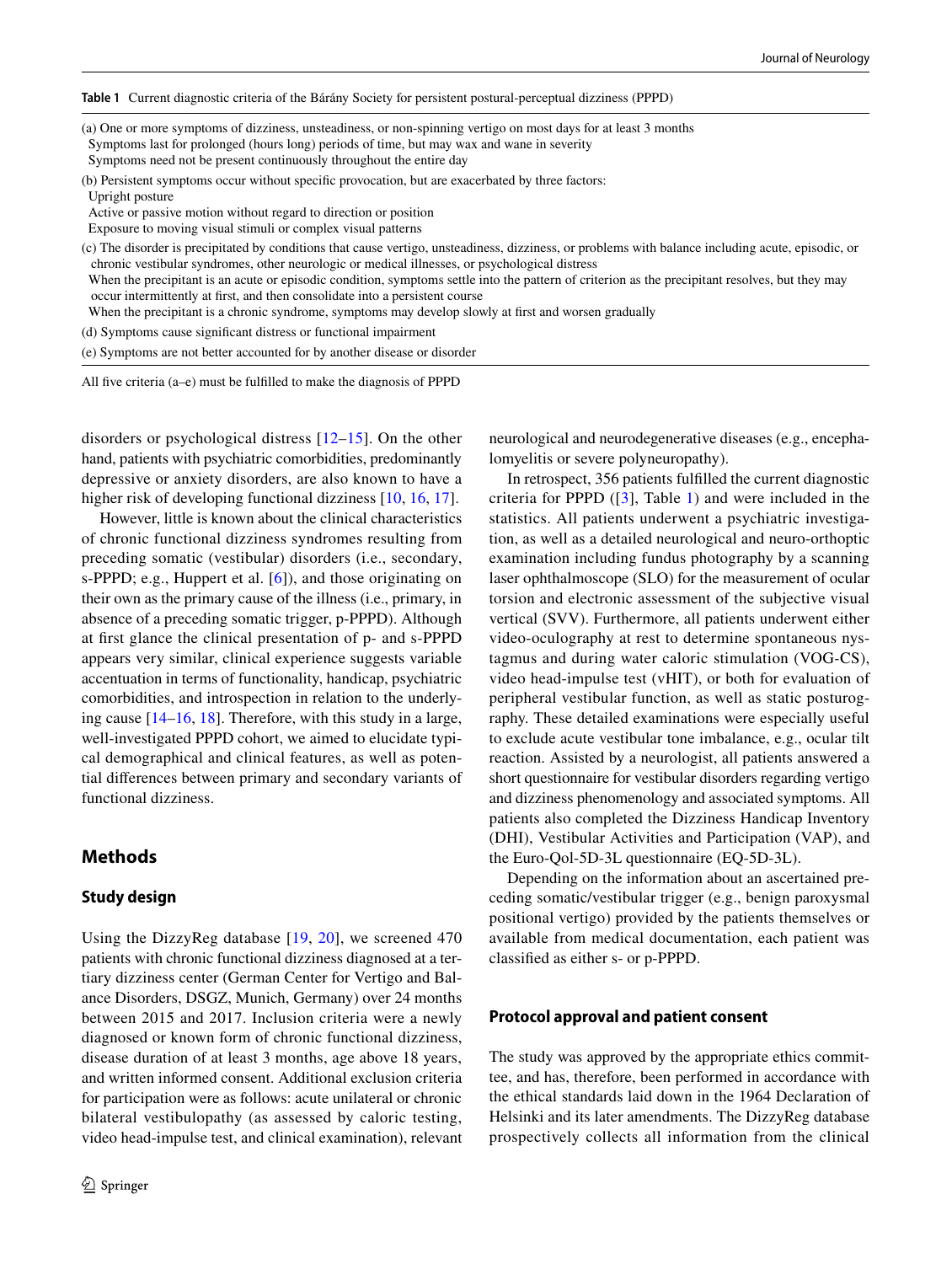**Table 1** Current diagnostic criteria of the Bárány Society for persistent postural-perceptual dizziness (PPPD)

| |
|---|
| (a) One or more symptoms of dizziness, unsteadiness, or non-spinning vertigo on most days for at least 3 months<br>Symptoms last for prolonged (hours long) periods of time, but may wax and wane in severity<br>Symptoms need not be present continuously throughout the entire day |
| (b) Persistent symptoms occur without specific provocation, but are exacerbated by three factors:<br>Upright posture<br>Active or passive motion without regard to direction or position<br>Exposure to moving visual stimuli or complex visual patterns |
| (c) The disorder is precipitated by conditions that cause vertigo, unsteadiness, dizziness, or problems with balance including acute, episodic, or chronic vestibular syndromes, other neurologic or medical illnesses, or psychological distress<br>When the precipitant is an acute or episodic condition, symptoms settle into the pattern of criterion as the precipitant resolves, but they may occur intermittently at first, and then consolidate into a persistent course<br>When the precipitant is a chronic syndrome, symptoms may develop slowly at first and worsen gradually |
| (d) Symptoms cause significant distress or functional impairment |
| (e) Symptoms are not better accounted for by another disease or disorder |

All five criteria (a–e) must be fulfilled to make the diagnosis of PPPD

disorders or psychological distress [12–15]. On the other hand, patients with psychiatric comorbidities, predominantly depressive or anxiety disorders, are also known to have a higher risk of developing functional dizziness [10, 16, 17].

However, little is known about the clinical characteristics of chronic functional dizziness syndromes resulting from preceding somatic (vestibular) disorders (i.e., secondary, s-PPPD; e.g., Huppert et al. [6]), and those originating on their own as the primary cause of the illness (i.e., primary, in absence of a preceding somatic trigger, p-PPPD). Although at first glance the clinical presentation of p- and s-PPPD appears very similar, clinical experience suggests variable accentuation in terms of functionality, handicap, psychiatric comorbidities, and introspection in relation to the underlying cause [14–16, 18]. Therefore, with this study in a large, well-investigated PPPD cohort, we aimed to elucidate typical demographical and clinical features, as well as potential differences between primary and secondary variants of functional dizziness.

## Methods

### Study design

Using the DizzyReg database [19, 20], we screened 470 patients with chronic functional dizziness diagnosed at a tertiary dizziness center (German Center for Vertigo and Balance Disorders, DSGZ, Munich, Germany) over 24 months between 2015 and 2017. Inclusion criteria were a newly diagnosed or known form of chronic functional dizziness, disease duration of at least 3 months, age above 18 years, and written informed consent. Additional exclusion criteria for participation were as follows: acute unilateral or chronic bilateral vestibulopathy (as assessed by caloric testing, video head-impulse test, and clinical examination), relevant neurological and neurodegenerative diseases (e.g., encephalomyelitis or severe polyneuropathy).

In retrospect, 356 patients fulfilled the current diagnostic criteria for PPPD ([3], Table 1) and were included in the statistics. All patients underwent a psychiatric investigation, as well as a detailed neurological and neuro-orthoptic examination including fundus photography by a scanning laser ophthalmoscope (SLO) for the measurement of ocular torsion and electronic assessment of the subjective visual vertical (SVV). Furthermore, all patients underwent either video-oculography at rest to determine spontaneous nystagmus and during water caloric stimulation (VOG-CS), video head-impulse test (vHIT), or both for evaluation of peripheral vestibular function, as well as static posturography. These detailed examinations were especially useful to exclude acute vestibular tone imbalance, e.g., ocular tilt reaction. Assisted by a neurologist, all patients answered a short questionnaire for vestibular disorders regarding vertigo and dizziness phenomenology and associated symptoms. All patients also completed the Dizziness Handicap Inventory (DHI), Vestibular Activities and Participation (VAP), and the Euro-Qol-5D-3L questionnaire (EQ-5D-3L).

Depending on the information about an ascertained preceding somatic/vestibular trigger (e.g., benign paroxysmal positional vertigo) provided by the patients themselves or available from medical documentation, each patient was classified as either s- or p-PPPD.

### Protocol approval and patient consent

The study was approved by the appropriate ethics committee, and has, therefore, been performed in accordance with the ethical standards laid down in the 1964 Declaration of Helsinki and its later amendments. The DizzyReg database prospectively collects all information from the clinical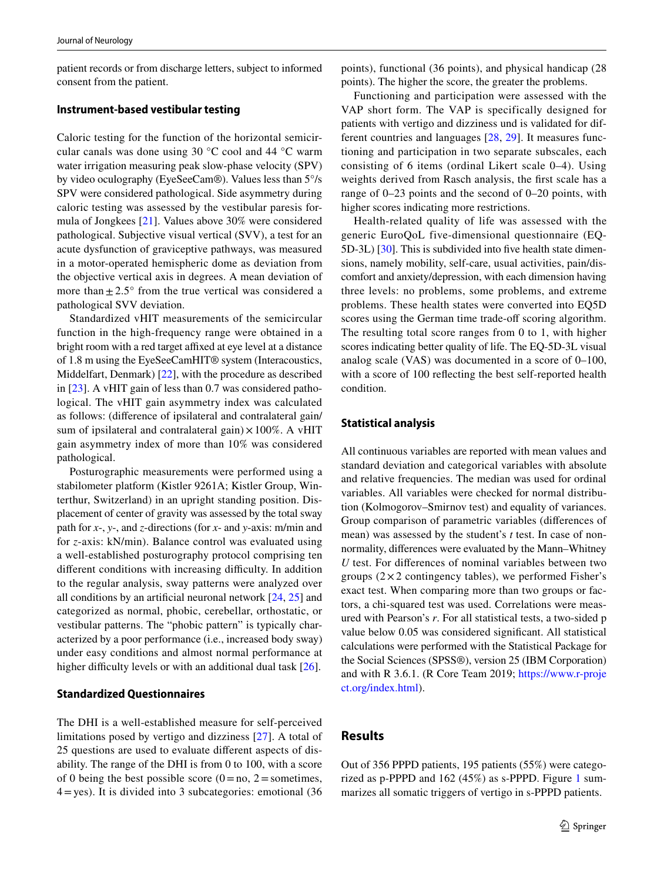patient records or from discharge letters, subject to informed consent from the patient.

### Instrument-based vestibular testing

Caloric testing for the function of the horizontal semicircular canals was done using 30 °C cool and 44 °C warm water irrigation measuring peak slow-phase velocity (SPV) by video oculography (EyeSeeCam®). Values less than 5°/s SPV were considered pathological. Side asymmetry during caloric testing was assessed by the vestibular paresis formula of Jongkees [21]. Values above 30% were considered pathological. Subjective visual vertical (SVV), a test for an acute dysfunction of graviceptive pathways, was measured in a motor-operated hemispheric dome as deviation from the objective vertical axis in degrees. A mean deviation of more than ± 2.5° from the true vertical was considered a pathological SVV deviation.

Standardized vHIT measurements of the semicircular function in the high-frequency range were obtained in a bright room with a red target affixed at eye level at a distance of 1.8 m using the EyeSeeCamHIT® system (Interacoustics, Middelfart, Denmark) [22], with the procedure as described in [23]. A vHIT gain of less than 0.7 was considered pathological. The vHIT gain asymmetry index was calculated as follows: (difference of ipsilateral and contralateral gain/sum of ipsilateral and contralateral gain) × 100%. A vHIT gain asymmetry index of more than 10% was considered pathological.

Posturographic measurements were performed using a stabilometer platform (Kistler 9261A; Kistler Group, Winterthur, Switzerland) in an upright standing position. Displacement of center of gravity was assessed by the total sway path for *x*-, *y*-, and *z*-directions (for *x*- and *y*-axis: m/min and for *z*-axis: kN/min). Balance control was evaluated using a well-established posturography protocol comprising ten different conditions with increasing difficulty. In addition to the regular analysis, sway patterns were analyzed over all conditions by an artificial neuronal network [24, 25] and categorized as normal, phobic, cerebellar, orthostatic, or vestibular patterns. The "phobic pattern" is typically characterized by a poor performance (i.e., increased body sway) under easy conditions and almost normal performance at higher difficulty levels or with an additional dual task [26].

### Standardized Questionnaires

The DHI is a well-established measure for self-perceived limitations posed by vertigo and dizziness [27]. A total of 25 questions are used to evaluate different aspects of disability. The range of the DHI is from 0 to 100, with a score of 0 being the best possible score (0 = no, 2 = sometimes, 4 = yes). It is divided into 3 subcategories: emotional (36 points), functional (36 points), and physical handicap (28 points). The higher the score, the greater the problems.

Functioning and participation were assessed with the VAP short form. The VAP is specifically designed for patients with vertigo and dizziness und is validated for different countries and languages [28, 29]. It measures functioning and participation in two separate subscales, each consisting of 6 items (ordinal Likert scale 0–4). Using weights derived from Rasch analysis, the first scale has a range of 0–23 points and the second of 0–20 points, with higher scores indicating more restrictions.

Health-related quality of life was assessed with the generic EuroQoL five-dimensional questionnaire (EQ-5D-3L) [30]. This is subdivided into five health state dimensions, namely mobility, self-care, usual activities, pain/discomfort and anxiety/depression, with each dimension having three levels: no problems, some problems, and extreme problems. These health states were converted into EQ5D scores using the German time trade-off scoring algorithm. The resulting total score ranges from 0 to 1, with higher scores indicating better quality of life. The EQ-5D-3L visual analog scale (VAS) was documented in a score of 0–100, with a score of 100 reflecting the best self-reported health condition.

### Statistical analysis

All continuous variables are reported with mean values and standard deviation and categorical variables with absolute and relative frequencies. The median was used for ordinal variables. All variables were checked for normal distribution (Kolmogorov–Smirnov test) and equality of variances. Group comparison of parametric variables (differences of mean) was assessed by the student's *t* test. In case of non-normality, differences were evaluated by the Mann–Whitney *U* test. For differences of nominal variables between two groups (2 × 2 contingency tables), we performed Fisher's exact test. When comparing more than two groups or factors, a chi-squared test was used. Correlations were measured with Pearson's *r*. For all statistical tests, a two-sided p value below 0.05 was considered significant. All statistical calculations were performed with the Statistical Package for the Social Sciences (SPSS®), version 25 (IBM Corporation) and with R 3.6.1. (R Core Team 2019; https://www.r-project.org/index.html).

## Results

Out of 356 PPPD patients, 195 patients (55%) were categorized as p-PPPD and 162 (45%) as s-PPPD. Figure 1 summarizes all somatic triggers of vertigo in s-PPPD patients.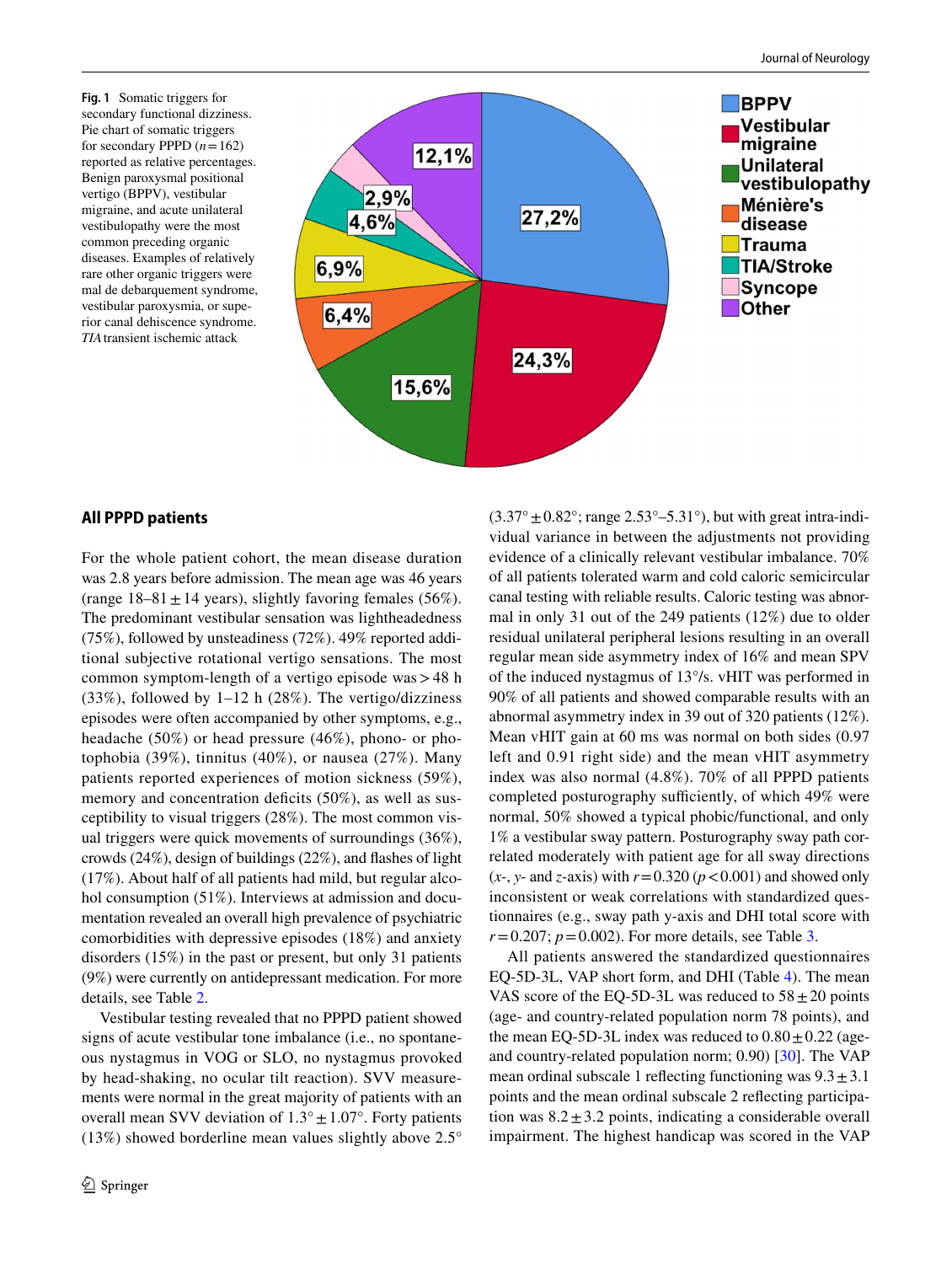**Fig. 1** Somatic triggers for secondary functional dizziness. Pie chart of somatic triggers for secondary PPPD ($n = 162$) reported as relative percentages. Benign paroxysmal positional vertigo (BPPV), vestibular migraine, and acute unilateral vestibulopathy were the most common preceding organic diseases. Examples of relatively rare other organic triggers were mal de debarquement syndrome, vestibular paroxysmia, or superior canal dehiscence syndrome. *TIA* transient ischemic attack

## All PPPD patients

For the whole patient cohort, the mean disease duration was 2.8 years before admission. The mean age was 46 years (range 18–81 ± 14 years), slightly favoring females (56%). The predominant vestibular sensation was lightheadedness (75%), followed by unsteadiness (72%). 49% reported additional subjective rotational vertigo sensations. The most common symptom-length of a vertigo episode was > 48 h (33%), followed by 1–12 h (28%). The vertigo/dizziness episodes were often accompanied by other symptoms, e.g., headache (50%) or head pressure (46%), phono- or photophobia (39%), tinnitus (40%), or nausea (27%). Many patients reported experiences of motion sickness (59%), memory and concentration deficits (50%), as well as susceptibility to visual triggers (28%). The most common visual triggers were quick movements of surroundings (36%), crowds (24%), design of buildings (22%), and flashes of light (17%). About half of all patients had mild, but regular alcohol consumption (51%). Interviews at admission and documentation revealed an overall high prevalence of psychiatric comorbidities with depressive episodes (18%) and anxiety disorders (15%) in the past or present, but only 31 patients (9%) were currently on antidepressant medication. For more details, see Table 2.

Vestibular testing revealed that no PPPD patient showed signs of acute vestibular tone imbalance (i.e., no spontaneous nystagmus in VOG or SLO, no nystagmus provoked by head-shaking, no ocular tilt reaction). SVV measurements were normal in the great majority of patients with an overall mean SVV deviation of 1.3° ± 1.07°. Forty patients (13%) showed borderline mean values slightly above 2.5° (3.37° ± 0.82°; range 2.53°–5.31°), but with great intra-individual variance in between the adjustments not providing evidence of a clinically relevant vestibular imbalance. 70% of all patients tolerated warm and cold caloric semicircular canal testing with reliable results. Caloric testing was abnormal in only 31 out of the 249 patients (12%) due to older residual unilateral peripheral lesions resulting in an overall regular mean side asymmetry index of 16% and mean SPV of the induced nystagmus of 13°/s. vHIT was performed in 90% of all patients and showed comparable results with an abnormal asymmetry index in 39 out of 320 patients (12%). Mean vHIT gain at 60 ms was normal on both sides (0.97 left and 0.91 right side) and the mean vHIT asymmetry index was also normal (4.8%). 70% of all PPPD patients completed posturography sufficiently, of which 49% were normal, 50% showed a typical phobic/functional, and only 1% a vestibular sway pattern. Posturography sway path correlated moderately with patient age for all sway directions ($x$-, $y$- and $z$-axis) with $r = 0.320$ ($p < 0.001$) and showed only inconsistent or weak correlations with standardized questionnaires (e.g., sway path y-axis and DHI total score with $r = 0.207$; $p = 0.002$). For more details, see Table 3.

All patients answered the standardized questionnaires EQ-5D-3L, VAP short form, and DHI (Table 4). The mean VAS score of the EQ-5D-3L was reduced to 58 ± 20 points (age- and country-related population norm 78 points), and the mean EQ-5D-3L index was reduced to 0.80 ± 0.22 (age- and country-related population norm; 0.90) [30]. The VAP mean ordinal subscale 1 reflecting functioning was 9.3 ± 3.1 points and the mean ordinal subscale 2 reflecting participation was 8.2 ± 3.2 points, indicating a considerable overall impairment. The highest handicap was scored in the VAP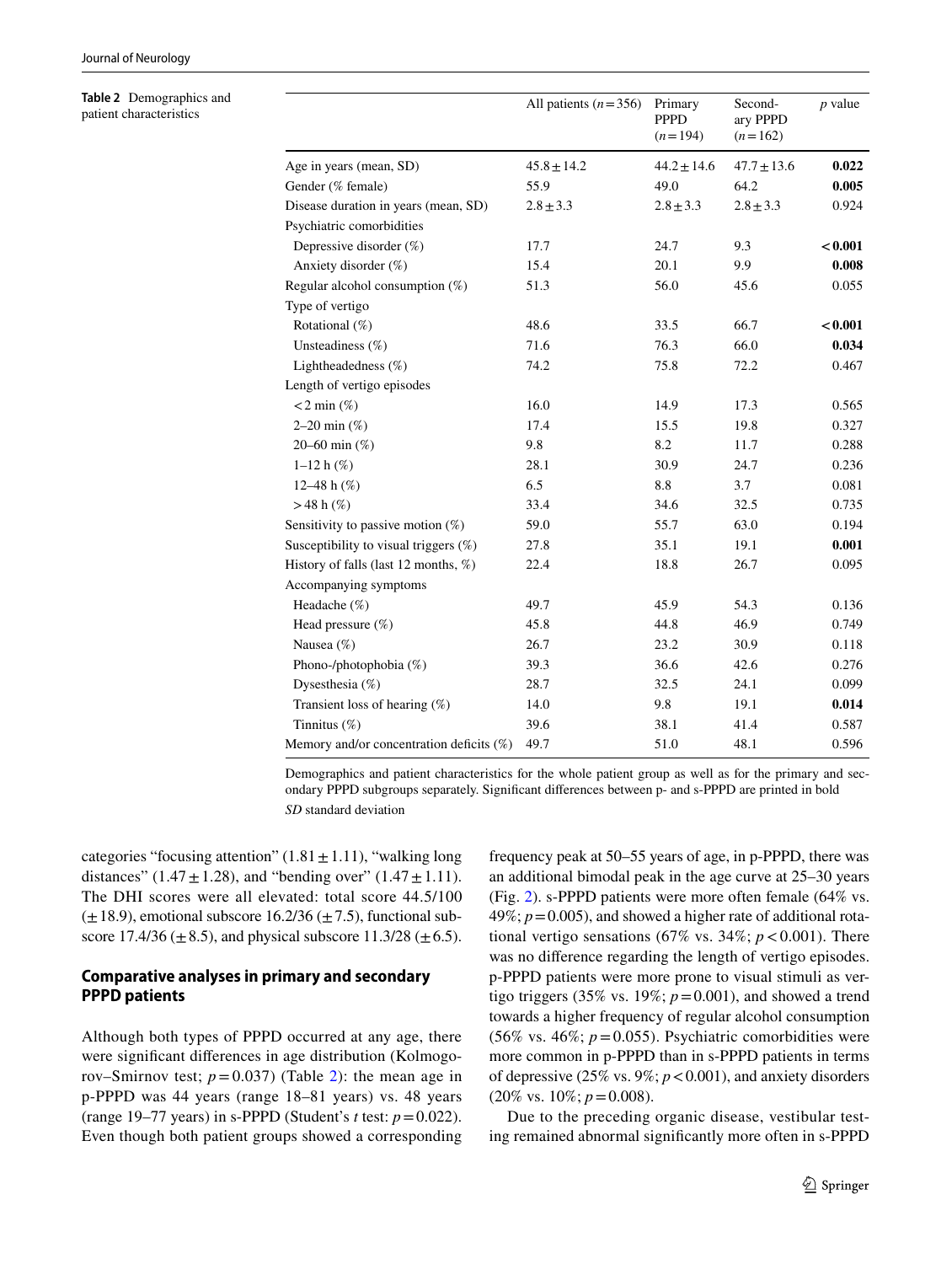**Table 2** Demographics and patient characteristics

| | All patients ($n=356$) | Primary PPPD ($n=194$) | Secondary PPPD ($n=162$) | *p* value |
|---|---|---|---|---|
| Age in years (mean, SD) | $45.8 \pm 14.2$ | $44.2 \pm 14.6$ | $47.7 \pm 13.6$ | **0.022** |
| Gender (% female) | 55.9 | 49.0 | 64.2 | **0.005** |
| Disease duration in years (mean, SD) | $2.8 \pm 3.3$ | $2.8 \pm 3.3$ | $2.8 \pm 3.3$ | 0.924 |
| Psychiatric comorbidities | | | | |
| Depressive disorder (%) | 17.7 | 24.7 | 9.3 | **< 0.001** |
| Anxiety disorder (%) | 15.4 | 20.1 | 9.9 | **0.008** |
| Regular alcohol consumption (%) | 51.3 | 56.0 | 45.6 | 0.055 |
| Type of vertigo | | | | |
| Rotational (%) | 48.6 | 33.5 | 66.7 | **< 0.001** |
| Unsteadiness (%) | 71.6 | 76.3 | 66.0 | **0.034** |
| Lightheadedness (%) | 74.2 | 75.8 | 72.2 | 0.467 |
| Length of vertigo episodes | | | | |
| < 2 min (%) | 16.0 | 14.9 | 17.3 | 0.565 |
| 2–20 min (%) | 17.4 | 15.5 | 19.8 | 0.327 |
| 20–60 min (%) | 9.8 | 8.2 | 11.7 | 0.288 |
| 1–12 h (%) | 28.1 | 30.9 | 24.7 | 0.236 |
| 12–48 h (%) | 6.5 | 8.8 | 3.7 | 0.081 |
| > 48 h (%) | 33.4 | 34.6 | 32.5 | 0.735 |
| Sensitivity to passive motion (%) | 59.0 | 55.7 | 63.0 | 0.194 |
| Susceptibility to visual triggers (%) | 27.8 | 35.1 | 19.1 | **0.001** |
| History of falls (last 12 months, %) | 22.4 | 18.8 | 26.7 | 0.095 |
| Accompanying symptoms | | | | |
| Headache (%) | 49.7 | 45.9 | 54.3 | 0.136 |
| Head pressure (%) | 45.8 | 44.8 | 46.9 | 0.749 |
| Nausea (%) | 26.7 | 23.2 | 30.9 | 0.118 |
| Phono-/photophobia (%) | 39.3 | 36.6 | 42.6 | 0.276 |
| Dysesthesia (%) | 28.7 | 32.5 | 24.1 | 0.099 |
| Transient loss of hearing (%) | 14.0 | 9.8 | 19.1 | **0.014** |
| Tinnitus (%) | 39.6 | 38.1 | 41.4 | 0.587 |
| Memory and/or concentration deficits (%) | 49.7 | 51.0 | 48.1 | 0.596 |

Demographics and patient characteristics for the whole patient group as well as for the primary and secondary PPPD subgroups separately. Significant differences between p- and s-PPPD are printed in bold

*SD* standard deviation

categories "focusing attention" ($1.81 \pm 1.11$), "walking long distances" ($1.47 \pm 1.28$), and "bending over" ($1.47 \pm 1.11$). The DHI scores were all elevated: total score 44.5/100 ($\pm 18.9$), emotional subscore 16.2/36 ($\pm 7.5$), functional subscore 17.4/36 ($\pm 8.5$), and physical subscore 11.3/28 ($\pm 6.5$).

## Comparative analyses in primary and secondary PPPD patients

Although both types of PPPD occurred at any age, there were significant differences in age distribution (Kolmogorov–Smirnov test; $p = 0.037$) (Table 2): the mean age in p-PPPD was 44 years (range 18–81 years) vs. 48 years (range 19–77 years) in s-PPPD (Student's *t* test: $p = 0.022$). Even though both patient groups showed a corresponding frequency peak at 50–55 years of age, in p-PPPD, there was an additional bimodal peak in the age curve at 25–30 years (Fig. 2). s-PPPD patients were more often female (64% vs. 49%; $p = 0.005$), and showed a higher rate of additional rotational vertigo sensations (67% vs. 34%; $p < 0.001$). There was no difference regarding the length of vertigo episodes. p-PPPD patients were more prone to visual stimuli as vertigo triggers (35% vs. 19%; $p = 0.001$), and showed a trend towards a higher frequency of regular alcohol consumption (56% vs. 46%; $p = 0.055$). Psychiatric comorbidities were more common in p-PPPD than in s-PPPD patients in terms of depressive (25% vs. 9%; $p < 0.001$), and anxiety disorders (20% vs. 10%; $p = 0.008$).

Due to the preceding organic disease, vestibular testing remained abnormal significantly more often in s-PPPD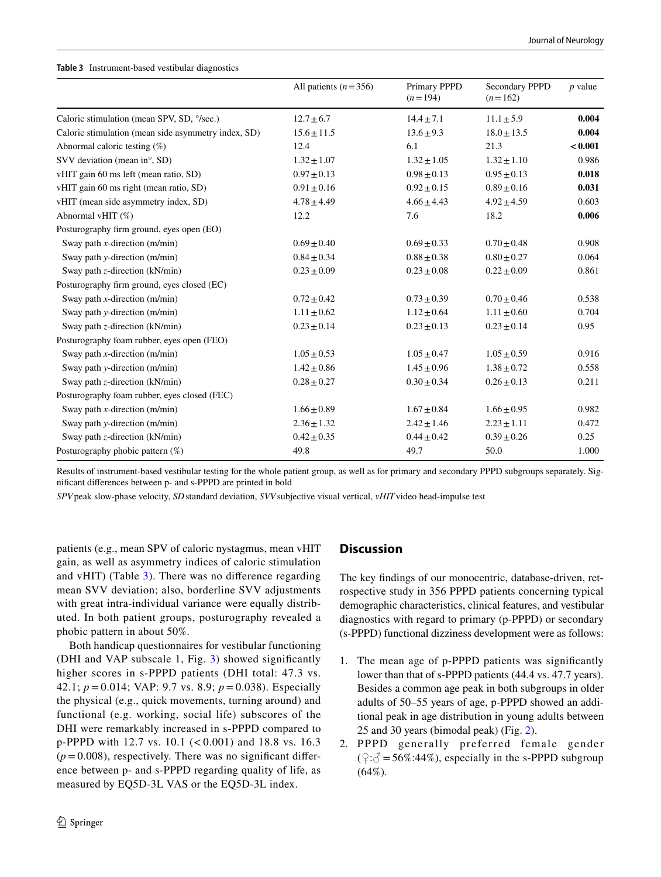**Table 3** Instrument-based vestibular diagnostics

| | All patients ($n = 356$) | Primary PPPD ($n = 194$) | Secondary PPPD ($n = 162$) | *p* value |
|---|---|---|---|---|
| Caloric stimulation (mean SPV, SD, °/sec.) | 12.7 ± 6.7 | 14.4 ± 7.1 | 11.1 ± 5.9 | **0.004** |
| Caloric stimulation (mean side asymmetry index, SD) | 15.6 ± 11.5 | 13.6 ± 9.3 | 18.0 ± 13.5 | **0.004** |
| Abnormal caloric testing (%) | 12.4 | 6.1 | 21.3 | **< 0.001** |
| SVV deviation (mean in°, SD) | 1.32 ± 1.07 | 1.32 ± 1.05 | 1.32 ± 1.10 | 0.986 |
| vHIT gain 60 ms left (mean ratio, SD) | 0.97 ± 0.13 | 0.98 ± 0.13 | 0.95 ± 0.13 | **0.018** |
| vHIT gain 60 ms right (mean ratio, SD) | 0.91 ± 0.16 | 0.92 ± 0.15 | 0.89 ± 0.16 | **0.031** |
| vHIT (mean side asymmetry index, SD) | 4.78 ± 4.49 | 4.66 ± 4.43 | 4.92 ± 4.59 | 0.603 |
| Abnormal vHIT (%) | 12.2 | 7.6 | 18.2 | **0.006** |
| Posturography firm ground, eyes open (EO) | | | | |
| Sway path *x*-direction (m/min) | 0.69 ± 0.40 | 0.69 ± 0.33 | 0.70 ± 0.48 | 0.908 |
| Sway path *y*-direction (m/min) | 0.84 ± 0.34 | 0.88 ± 0.38 | 0.80 ± 0.27 | 0.064 |
| Sway path *z*-direction (kN/min) | 0.23 ± 0.09 | 0.23 ± 0.08 | 0.22 ± 0.09 | 0.861 |
| Posturography firm ground, eyes closed (EC) | | | | |
| Sway path *x*-direction (m/min) | 0.72 ± 0.42 | 0.73 ± 0.39 | 0.70 ± 0.46 | 0.538 |
| Sway path *y*-direction (m/min) | 1.11 ± 0.62 | 1.12 ± 0.64 | 1.11 ± 0.60 | 0.704 |
| Sway path *z*-direction (kN/min) | 0.23 ± 0.14 | 0.23 ± 0.13 | 0.23 ± 0.14 | 0.95 |
| Posturography foam rubber, eyes open (FEO) | | | | |
| Sway path *x*-direction (m/min) | 1.05 ± 0.53 | 1.05 ± 0.47 | 1.05 ± 0.59 | 0.916 |
| Sway path *y*-direction (m/min) | 1.42 ± 0.86 | 1.45 ± 0.96 | 1.38 ± 0.72 | 0.558 |
| Sway path *z*-direction (kN/min) | 0.28 ± 0.27 | 0.30 ± 0.34 | 0.26 ± 0.13 | 0.211 |
| Posturography foam rubber, eyes closed (FEC) | | | | |
| Sway path *x*-direction (m/min) | 1.66 ± 0.89 | 1.67 ± 0.84 | 1.66 ± 0.95 | 0.982 |
| Sway path *y*-direction (m/min) | 2.36 ± 1.32 | 2.42 ± 1.46 | 2.23 ± 1.11 | 0.472 |
| Sway path *z*-direction (kN/min) | 0.42 ± 0.35 | 0.44 ± 0.42 | 0.39 ± 0.26 | 0.25 |
| Posturography phobic pattern (%) | 49.8 | 49.7 | 50.0 | 1.000 |

Results of instrument-based vestibular testing for the whole patient group, as well as for primary and secondary PPPD subgroups separately. Significant differences between p- and s-PPPD are printed in bold

*SPV* peak slow-phase velocity, *SD* standard deviation, *SVV* subjective visual vertical, *vHIT* video head-impulse test

patients (e.g., mean SPV of caloric nystagmus, mean vHIT gain, as well as asymmetry indices of caloric stimulation and vHIT) (Table 3). There was no difference regarding mean SVV deviation; also, borderline SVV adjustments with great intra-individual variance were equally distributed. In both patient groups, posturography revealed a phobic pattern in about 50%.

Both handicap questionnaires for vestibular functioning (DHI and VAP subscale 1, Fig. 3) showed significantly higher scores in s-PPPD patients (DHI total: 47.3 vs. 42.1; $p = 0.014$; VAP: 9.7 vs. 8.9; $p = 0.038$). Especially the physical (e.g., quick movements, turning around) and functional (e.g. working, social life) subscores of the DHI were remarkably increased in s-PPPD compared to p-PPPD with 12.7 vs. 10.1 ($< 0.001$) and 18.8 vs. 16.3 ($p = 0.008$), respectively. There was no significant difference between p- and s-PPPD regarding quality of life, as measured by EQ5D-3L VAS or the EQ5D-3L index.

## Discussion

The key findings of our monocentric, database-driven, retrospective study in 356 PPPD patients concerning typical demographic characteristics, clinical features, and vestibular diagnostics with regard to primary (p-PPPD) or secondary (s-PPPD) functional dizziness development were as follows:

1. The mean age of p-PPPD patients was significantly lower than that of s-PPPD patients (44.4 vs. 47.7 years). Besides a common age peak in both subgroups in older adults of 50–55 years of age, p-PPPD showed an additional peak in age distribution in young adults between 25 and 30 years (bimodal peak) (Fig. 2).
2. PPPD generally preferred female gender (♀:♂ = 56%:44%), especially in the s-PPPD subgroup (64%).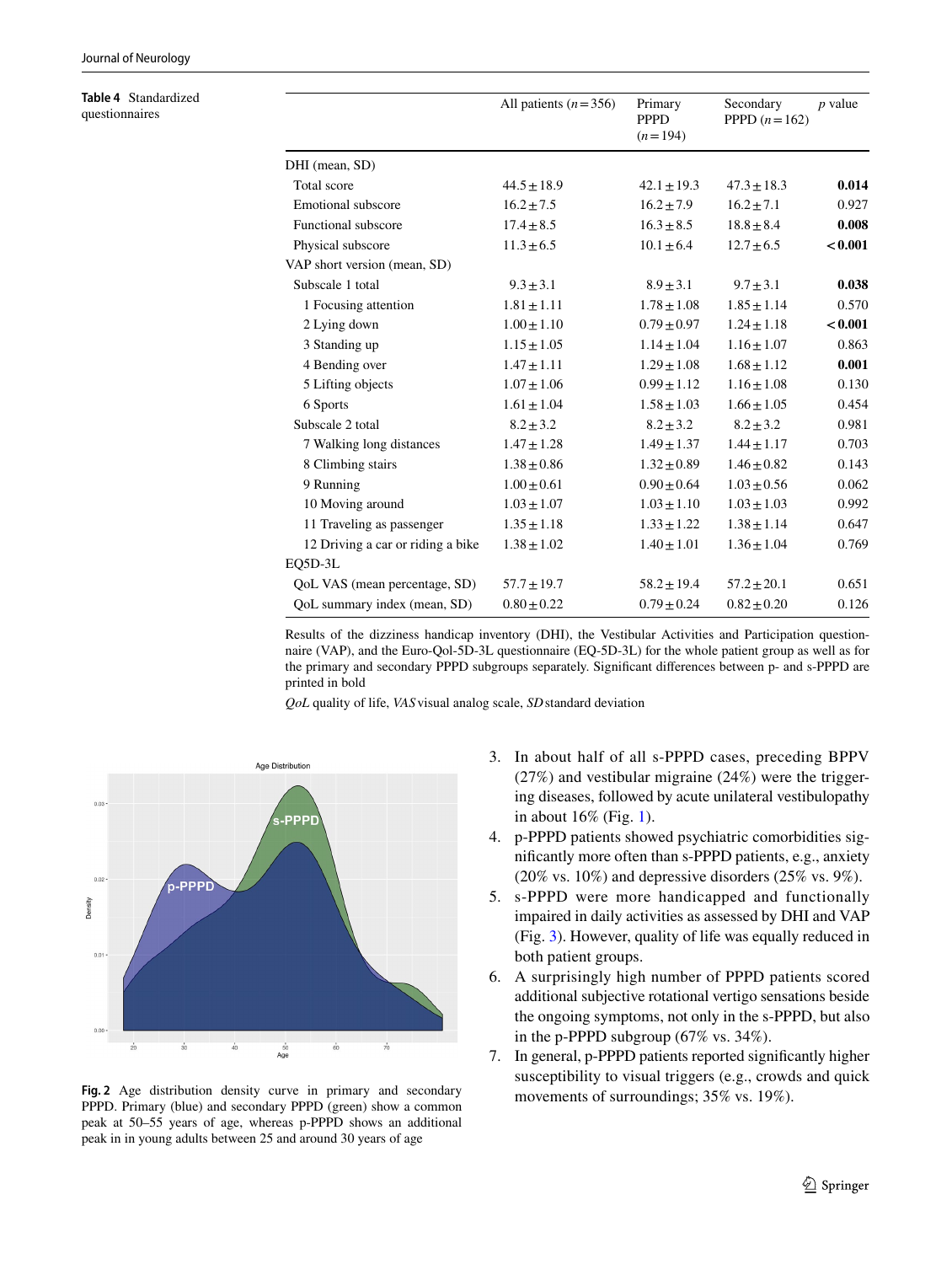**Table 4** Standardized questionnaires

| | All patients ($n = 356$) | Primary PPPD ($n = 194$) | Secondary PPPD ($n = 162$) | $p$ value |
|---|---|---|---|---|
| DHI (mean, SD) | | | | |
| Total score | 44.5 ± 18.9 | 42.1 ± 19.3 | 47.3 ± 18.3 | **0.014** |
| Emotional subscore | 16.2 ± 7.5 | 16.2 ± 7.9 | 16.2 ± 7.1 | 0.927 |
| Functional subscore | 17.4 ± 8.5 | 16.3 ± 8.5 | 18.8 ± 8.4 | **0.008** |
| Physical subscore | 11.3 ± 6.5 | 10.1 ± 6.4 | 12.7 ± 6.5 | **< 0.001** |
| VAP short version (mean, SD) | | | | |
| Subscale 1 total | 9.3 ± 3.1 | 8.9 ± 3.1 | 9.7 ± 3.1 | **0.038** |
| 1 Focusing attention | 1.81 ± 1.11 | 1.78 ± 1.08 | 1.85 ± 1.14 | 0.570 |
| 2 Lying down | 1.00 ± 1.10 | 0.79 ± 0.97 | 1.24 ± 1.18 | **< 0.001** |
| 3 Standing up | 1.15 ± 1.05 | 1.14 ± 1.04 | 1.16 ± 1.07 | 0.863 |
| 4 Bending over | 1.47 ± 1.11 | 1.29 ± 1.08 | 1.68 ± 1.12 | **0.001** |
| 5 Lifting objects | 1.07 ± 1.06 | 0.99 ± 1.12 | 1.16 ± 1.08 | 0.130 |
| 6 Sports | 1.61 ± 1.04 | 1.58 ± 1.03 | 1.66 ± 1.05 | 0.454 |
| Subscale 2 total | 8.2 ± 3.2 | 8.2 ± 3.2 | 8.2 ± 3.2 | 0.981 |
| 7 Walking long distances | 1.47 ± 1.28 | 1.49 ± 1.37 | 1.44 ± 1.17 | 0.703 |
| 8 Climbing stairs | 1.38 ± 0.86 | 1.32 ± 0.89 | 1.46 ± 0.82 | 0.143 |
| 9 Running | 1.00 ± 0.61 | 0.90 ± 0.64 | 1.03 ± 0.56 | 0.062 |
| 10 Moving around | 1.03 ± 1.07 | 1.03 ± 1.10 | 1.03 ± 1.03 | 0.992 |
| 11 Traveling as passenger | 1.35 ± 1.18 | 1.33 ± 1.22 | 1.38 ± 1.14 | 0.647 |
| 12 Driving a car or riding a bike | 1.38 ± 1.02 | 1.40 ± 1.01 | 1.36 ± 1.04 | 0.769 |
| EQ5D-3L | | | | |
| QoL VAS (mean percentage, SD) | 57.7 ± 19.7 | 58.2 ± 19.4 | 57.2 ± 20.1 | 0.651 |
| QoL summary index (mean, SD) | 0.80 ± 0.22 | 0.79 ± 0.24 | 0.82 ± 0.20 | 0.126 |

Results of the dizziness handicap inventory (DHI), the Vestibular Activities and Participation questionnaire (VAP), and the Euro-Qol-5D-3L questionnaire (EQ-5D-3L) for the whole patient group as well as for the primary and secondary PPPD subgroups separately. Significant differences between p- and s-PPPD are printed in bold

*QoL* quality of life, *VAS* visual analog scale, *SD* standard deviation

**Fig. 2** Age distribution density curve in primary and secondary PPPD. Primary (blue) and secondary PPPD (green) show a common peak at 50–55 years of age, whereas p-PPPD shows an additional peak in in young adults between 25 and around 30 years of age

3. In about half of all s-PPPD cases, preceding BPPV (27%) and vestibular migraine (24%) were the triggering diseases, followed by acute unilateral vestibulopathy in about 16% (Fig. 1).
4. p-PPPD patients showed psychiatric comorbidities significantly more often than s-PPPD patients, e.g., anxiety (20% vs. 10%) and depressive disorders (25% vs. 9%).
5. s-PPPD were more handicapped and functionally impaired in daily activities as assessed by DHI and VAP (Fig. 3). However, quality of life was equally reduced in both patient groups.
6. A surprisingly high number of PPPD patients scored additional subjective rotational vertigo sensations beside the ongoing symptoms, not only in the s-PPPD, but also in the p-PPPD subgroup (67% vs. 34%).
7. In general, p-PPPD patients reported significantly higher susceptibility to visual triggers (e.g., crowds and quick movements of surroundings; 35% vs. 19%).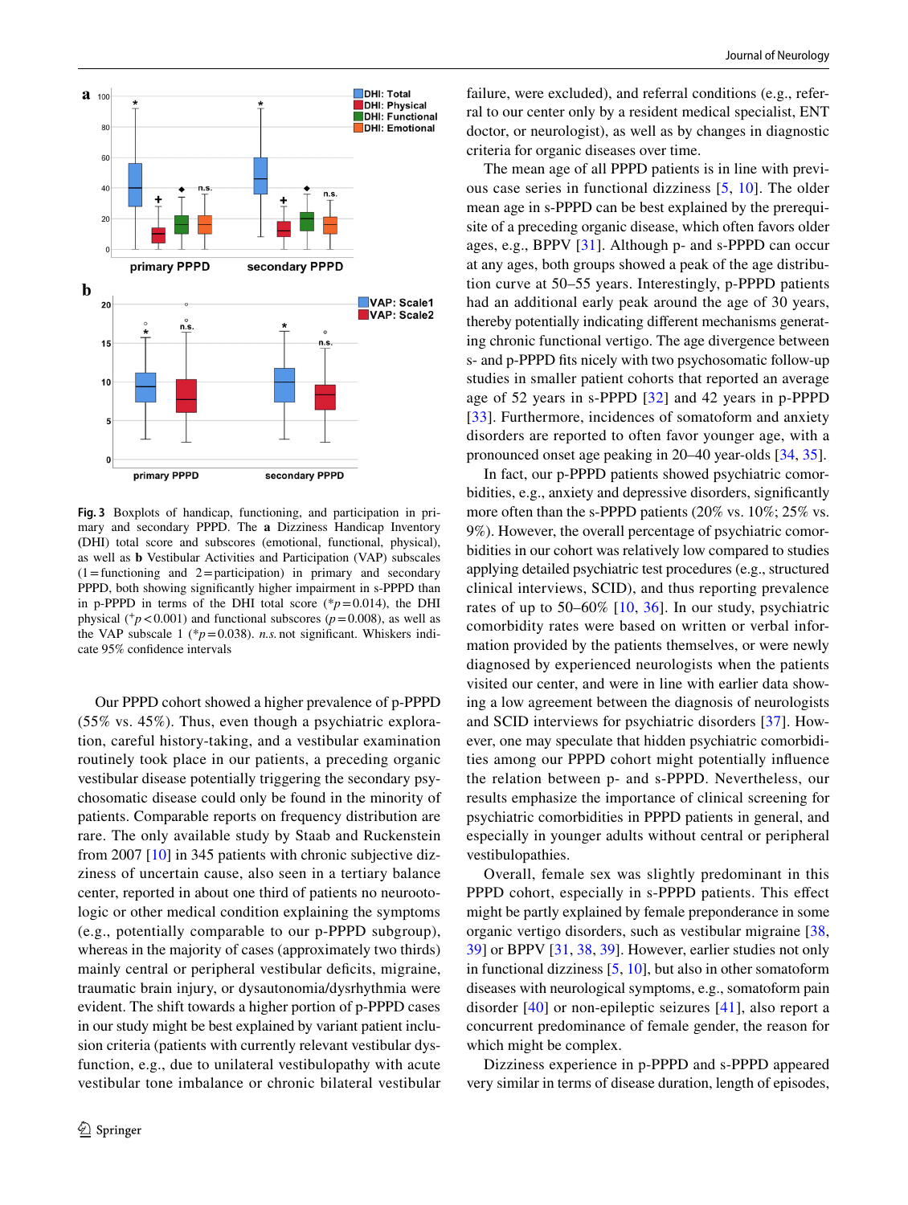**Fig. 3** Boxplots of handicap, functioning, and participation in primary and secondary PPPD. The **a** Dizziness Handicap Inventory (DHI) total score and subscores (emotional, functional, physical), as well as **b** Vestibular Activities and Participation (VAP) subscales (1 = functioning and 2 = participation) in primary and secondary PPPD, both showing significantly higher impairment in s-PPPD than in p-PPPD in terms of the DHI total score (* $p = 0.014$), the DHI physical ( $^{+}p < 0.001$) and functional subscores ($p = 0.008$), as well as the VAP subscale 1 (* $p = 0.038$). *n.s.* not significant. Whiskers indicate 95% confidence intervals

Our PPPD cohort showed a higher prevalence of p-PPPD (55% vs. 45%). Thus, even though a psychiatric exploration, careful history-taking, and a vestibular examination routinely took place in our patients, a preceding organic vestibular disease potentially triggering the secondary psychosomatic disease could only be found in the minority of patients. Comparable reports on frequency distribution are rare. The only available study by Staab and Ruckenstein from 2007 [10] in 345 patients with chronic subjective dizziness of uncertain cause, also seen in a tertiary balance center, reported in about one third of patients no neurootologic or other medical condition explaining the symptoms (e.g., potentially comparable to our p-PPPD subgroup), whereas in the majority of cases (approximately two thirds) mainly central or peripheral vestibular deficits, migraine, traumatic brain injury, or dysautonomia/dysrhythmia were evident. The shift towards a higher portion of p-PPPD cases in our study might be best explained by variant patient inclusion criteria (patients with currently relevant vestibular dysfunction, e.g., due to unilateral vestibulopathy with acute vestibular tone imbalance or chronic bilateral vestibular failure, were excluded), and referral conditions (e.g., referral to our center only by a resident medical specialist, ENT doctor, or neurologist), as well as by changes in diagnostic criteria for organic diseases over time.

The mean age of all PPPD patients is in line with previous case series in functional dizziness [5, 10]. The older mean age in s-PPPD can be best explained by the prerequisite of a preceding organic disease, which often favors older ages, e.g., BPPV [31]. Although p- and s-PPPD can occur at any ages, both groups showed a peak of the age distribution curve at 50–55 years. Interestingly, p-PPPD patients had an additional early peak around the age of 30 years, thereby potentially indicating different mechanisms generating chronic functional vertigo. The age divergence between s- and p-PPPD fits nicely with two psychosomatic follow-up studies in smaller patient cohorts that reported an average age of 52 years in s-PPPD [32] and 42 years in p-PPPD [33]. Furthermore, incidences of somatoform and anxiety disorders are reported to often favor younger age, with a pronounced onset age peaking in 20–40 year-olds [34, 35].

In fact, our p-PPPD patients showed psychiatric comorbidities, e.g., anxiety and depressive disorders, significantly more often than the s-PPPD patients (20% vs. 10%; 25% vs. 9%). However, the overall percentage of psychiatric comorbidities in our cohort was relatively low compared to studies applying detailed psychiatric test procedures (e.g., structured clinical interviews, SCID), and thus reporting prevalence rates of up to 50–60% [10, 36]. In our study, psychiatric comorbidity rates were based on written or verbal information provided by the patients themselves, or were newly diagnosed by experienced neurologists when the patients visited our center, and were in line with earlier data showing a low agreement between the diagnosis of neurologists and SCID interviews for psychiatric disorders [37]. However, one may speculate that hidden psychiatric comorbidities among our PPPD cohort might potentially influence the relation between p- and s-PPPD. Nevertheless, our results emphasize the importance of clinical screening for psychiatric comorbidities in PPPD patients in general, and especially in younger adults without central or peripheral vestibulopathies.

Overall, female sex was slightly predominant in this PPPD cohort, especially in s-PPPD patients. This effect might be partly explained by female preponderance in some organic vertigo disorders, such as vestibular migraine [38, 39] or BPPV [31, 38, 39]. However, earlier studies not only in functional dizziness [5, 10], but also in other somatoform diseases with neurological symptoms, e.g., somatoform pain disorder [40] or non-epileptic seizures [41], also report a concurrent predominance of female gender, the reason for which might be complex.

Dizziness experience in p-PPPD and s-PPPD appeared very similar in terms of disease duration, length of episodes,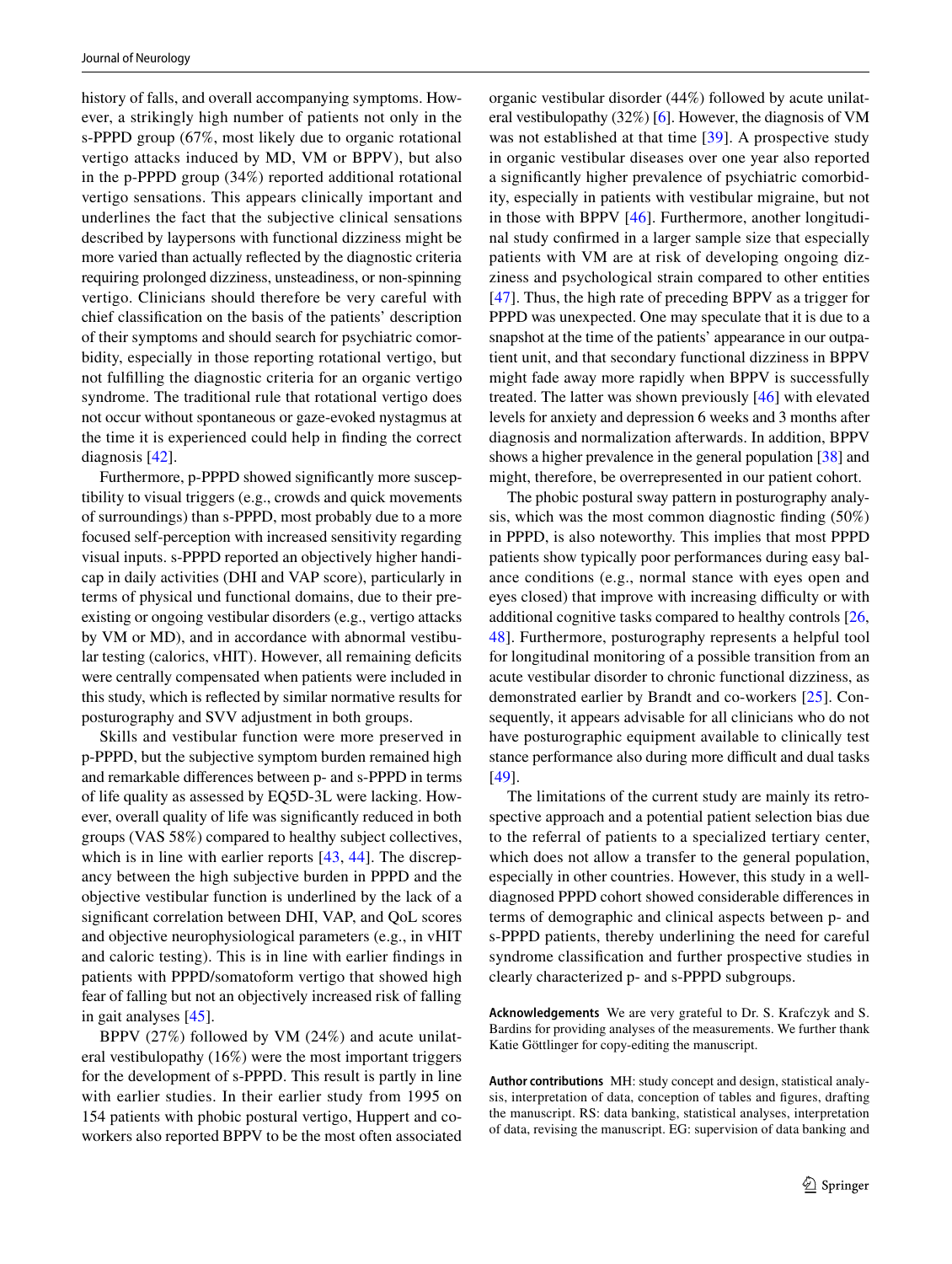history of falls, and overall accompanying symptoms. However, a strikingly high number of patients not only in the s-PPPD group (67%, most likely due to organic rotational vertigo attacks induced by MD, VM or BPPV), but also in the p-PPPD group (34%) reported additional rotational vertigo sensations. This appears clinically important and underlines the fact that the subjective clinical sensations described by laypersons with functional dizziness might be more varied than actually reflected by the diagnostic criteria requiring prolonged dizziness, unsteadiness, or non-spinning vertigo. Clinicians should therefore be very careful with chief classification on the basis of the patients' description of their symptoms and should search for psychiatric comorbidity, especially in those reporting rotational vertigo, but not fulfilling the diagnostic criteria for an organic vertigo syndrome. The traditional rule that rotational vertigo does not occur without spontaneous or gaze-evoked nystagmus at the time it is experienced could help in finding the correct diagnosis [42].

Furthermore, p-PPPD showed significantly more susceptibility to visual triggers (e.g., crowds and quick movements of surroundings) than s-PPPD, most probably due to a more focused self-perception with increased sensitivity regarding visual inputs. s-PPPD reported an objectively higher handicap in daily activities (DHI and VAP score), particularly in terms of physical und functional domains, due to their preexisting or ongoing vestibular disorders (e.g., vertigo attacks by VM or MD), and in accordance with abnormal vestibular testing (calorics, vHIT). However, all remaining deficits were centrally compensated when patients were included in this study, which is reflected by similar normative results for posturography and SVV adjustment in both groups.

Skills and vestibular function were more preserved in p-PPPD, but the subjective symptom burden remained high and remarkable differences between p- and s-PPPD in terms of life quality as assessed by EQ5D-3L were lacking. However, overall quality of life was significantly reduced in both groups (VAS 58%) compared to healthy subject collectives, which is in line with earlier reports [43, 44]. The discrepancy between the high subjective burden in PPPD and the objective vestibular function is underlined by the lack of a significant correlation between DHI, VAP, and QoL scores and objective neurophysiological parameters (e.g., in vHIT and caloric testing). This is in line with earlier findings in patients with PPPD/somatoform vertigo that showed high fear of falling but not an objectively increased risk of falling in gait analyses [45].

BPPV (27%) followed by VM (24%) and acute unilateral vestibulopathy (16%) were the most important triggers for the development of s-PPPD. This result is partly in line with earlier studies. In their earlier study from 1995 on 154 patients with phobic postural vertigo, Huppert and co-workers also reported BPPV to be the most often associated organic vestibular disorder (44%) followed by acute unilateral vestibulopathy (32%) [6]. However, the diagnosis of VM was not established at that time [39]. A prospective study in organic vestibular diseases over one year also reported a significantly higher prevalence of psychiatric comorbidity, especially in patients with vestibular migraine, but not in those with BPPV [46]. Furthermore, another longitudinal study confirmed in a larger sample size that especially patients with VM are at risk of developing ongoing dizziness and psychological strain compared to other entities [47]. Thus, the high rate of preceding BPPV as a trigger for PPPD was unexpected. One may speculate that it is due to a snapshot at the time of the patients' appearance in our outpatient unit, and that secondary functional dizziness in BPPV might fade away more rapidly when BPPV is successfully treated. The latter was shown previously [46] with elevated levels for anxiety and depression 6 weeks and 3 months after diagnosis and normalization afterwards. In addition, BPPV shows a higher prevalence in the general population [38] and might, therefore, be overrepresented in our patient cohort.

The phobic postural sway pattern in posturography analysis, which was the most common diagnostic finding (50%) in PPPD, is also noteworthy. This implies that most PPPD patients show typically poor performances during easy balance conditions (e.g., normal stance with eyes open and eyes closed) that improve with increasing difficulty or with additional cognitive tasks compared to healthy controls [26, 48]. Furthermore, posturography represents a helpful tool for longitudinal monitoring of a possible transition from an acute vestibular disorder to chronic functional dizziness, as demonstrated earlier by Brandt and co-workers [25]. Consequently, it appears advisable for all clinicians who do not have posturographic equipment available to clinically test stance performance also during more difficult and dual tasks [49].

The limitations of the current study are mainly its retrospective approach and a potential patient selection bias due to the referral of patients to a specialized tertiary center, which does not allow a transfer to the general population, especially in other countries. However, this study in a well-diagnosed PPPD cohort showed considerable differences in terms of demographic and clinical aspects between p- and s-PPPD patients, thereby underlining the need for careful syndrome classification and further prospective studies in clearly characterized p- and s-PPPD subgroups.

**Acknowledgements** We are very grateful to Dr. S. Krafczyk and S. Bardins for providing analyses of the measurements. We further thank Katie Göttlinger for copy-editing the manuscript.

**Author contributions** MH: study concept and design, statistical analysis, interpretation of data, conception of tables and figures, drafting the manuscript. RS: data banking, statistical analyses, interpretation of data, revising the manuscript. EG: supervision of data banking and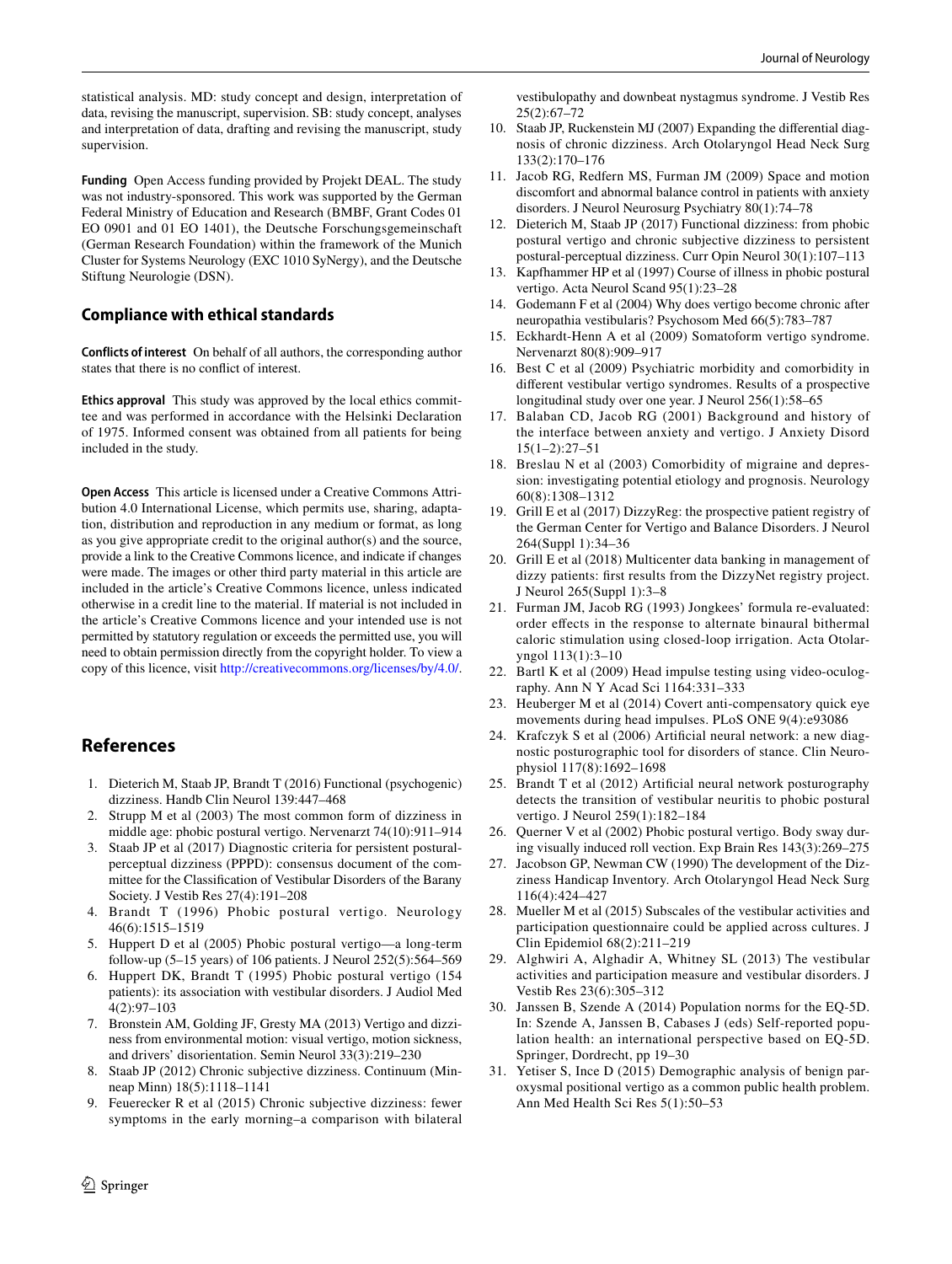statistical analysis. MD: study concept and design, interpretation of data, revising the manuscript, supervision. SB: study concept, analyses and interpretation of data, drafting and revising the manuscript, study supervision.

**Funding** Open Access funding provided by Projekt DEAL. The study was not industry-sponsored. This work was supported by the German Federal Ministry of Education and Research (BMBF, Grant Codes 01 EO 0901 and 01 EO 1401), the Deutsche Forschungsgemeinschaft (German Research Foundation) within the framework of the Munich Cluster for Systems Neurology (EXC 1010 SyNergy), and the Deutsche Stiftung Neurologie (DSN).

## Compliance with ethical standards

**Conflicts of interest** On behalf of all authors, the corresponding author states that there is no conflict of interest.

**Ethics approval** This study was approved by the local ethics committee and was performed in accordance with the Helsinki Declaration of 1975. Informed consent was obtained from all patients for being included in the study.

**Open Access** This article is licensed under a Creative Commons Attribution 4.0 International License, which permits use, sharing, adaptation, distribution and reproduction in any medium or format, as long as you give appropriate credit to the original author(s) and the source, provide a link to the Creative Commons licence, and indicate if changes were made. The images or other third party material in this article are included in the article's Creative Commons licence, unless indicated otherwise in a credit line to the material. If material is not included in the article's Creative Commons licence and your intended use is not permitted by statutory regulation or exceeds the permitted use, you will need to obtain permission directly from the copyright holder. To view a copy of this licence, visit http://creativecommons.org/licenses/by/4.0/.

## References

1. Dieterich M, Staab JP, Brandt T (2016) Functional (psychogenic) dizziness. Handb Clin Neurol 139:447–468
2. Strupp M et al (2003) The most common form of dizziness in middle age: phobic postural vertigo. Nervenarzt 74(10):911–914
3. Staab JP et al (2017) Diagnostic criteria for persistent postural-perceptual dizziness (PPPD): consensus document of the committee for the Classification of Vestibular Disorders of the Barany Society. J Vestib Res 27(4):191–208
4. Brandt T (1996) Phobic postural vertigo. Neurology 46(6):1515–1519
5. Huppert D et al (2005) Phobic postural vertigo—a long-term follow-up (5–15 years) of 106 patients. J Neurol 252(5):564–569
6. Huppert DK, Brandt T (1995) Phobic postural vertigo (154 patients): its association with vestibular disorders. J Audiol Med 4(2):97–103
7. Bronstein AM, Golding JF, Gresty MA (2013) Vertigo and dizziness from environmental motion: visual vertigo, motion sickness, and drivers' disorientation. Semin Neurol 33(3):219–230
8. Staab JP (2012) Chronic subjective dizziness. Continuum (Minneap Minn) 18(5):1118–1141
9. Feuerecker R et al (2015) Chronic subjective dizziness: fewer symptoms in the early morning–a comparison with bilateral vestibulopathy and downbeat nystagmus syndrome. J Vestib Res 25(2):67–72
10. Staab JP, Ruckenstein MJ (2007) Expanding the differential diagnosis of chronic dizziness. Arch Otolaryngol Head Neck Surg 133(2):170–176
11. Jacob RG, Redfern MS, Furman JM (2009) Space and motion discomfort and abnormal balance control in patients with anxiety disorders. J Neurol Neurosurg Psychiatry 80(1):74–78
12. Dieterich M, Staab JP (2017) Functional dizziness: from phobic postural vertigo and chronic subjective dizziness to persistent postural-perceptual dizziness. Curr Opin Neurol 30(1):107–113
13. Kapfhammer HP et al (1997) Course of illness in phobic postural vertigo. Acta Neurol Scand 95(1):23–28
14. Godemann F et al (2004) Why does vertigo become chronic after neuropathia vestibularis? Psychosom Med 66(5):783–787
15. Eckhardt-Henn A et al (2009) Somatoform vertigo syndrome. Nervenarzt 80(8):909–917
16. Best C et al (2009) Psychiatric morbidity and comorbidity in different vestibular vertigo syndromes. Results of a prospective longitudinal study over one year. J Neurol 256(1):58–65
17. Balaban CD, Jacob RG (2001) Background and history of the interface between anxiety and vertigo. J Anxiety Disord 15(1–2):27–51
18. Breslau N et al (2003) Comorbidity of migraine and depression: investigating potential etiology and prognosis. Neurology 60(8):1308–1312
19. Grill E et al (2017) DizzyReg: the prospective patient registry of the German Center for Vertigo and Balance Disorders. J Neurol 264(Suppl 1):34–36
20. Grill E et al (2018) Multicenter data banking in management of dizzy patients: first results from the DizzyNet registry project. J Neurol 265(Suppl 1):3–8
21. Furman JM, Jacob RG (1993) Jongkees' formula re-evaluated: order effects in the response to alternate binaural bithermal caloric stimulation using closed-loop irrigation. Acta Otolaryngol 113(1):3–10
22. Bartl K et al (2009) Head impulse testing using video-oculography. Ann N Y Acad Sci 1164:331–333
23. Heuberger M et al (2014) Covert anti-compensatory quick eye movements during head impulses. PLoS ONE 9(4):e93086
24. Krafczyk S et al (2006) Artificial neural network: a new diagnostic posturographic tool for disorders of stance. Clin Neurophysiol 117(8):1692–1698
25. Brandt T et al (2012) Artificial neural network posturography detects the transition of vestibular neuritis to phobic postural vertigo. J Neurol 259(1):182–184
26. Querner V et al (2002) Phobic postural vertigo. Body sway during visually induced roll vection. Exp Brain Res 143(3):269–275
27. Jacobson GP, Newman CW (1990) The development of the Dizziness Handicap Inventory. Arch Otolaryngol Head Neck Surg 116(4):424–427
28. Mueller M et al (2015) Subscales of the vestibular activities and participation questionnaire could be applied across cultures. J Clin Epidemiol 68(2):211–219
29. Alghwiri A, Alghadir A, Whitney SL (2013) The vestibular activities and participation measure and vestibular disorders. J Vestib Res 23(6):305–312
30. Janssen B, Szende A (2014) Population norms for the EQ-5D. In: Szende A, Janssen B, Cabases J (eds) Self-reported population health: an international perspective based on EQ-5D. Springer, Dordrecht, pp 19–30
31. Yetiser S, Ince D (2015) Demographic analysis of benign paroxysmal positional vertigo as a common public health problem. Ann Med Health Sci Res 5(1):50–53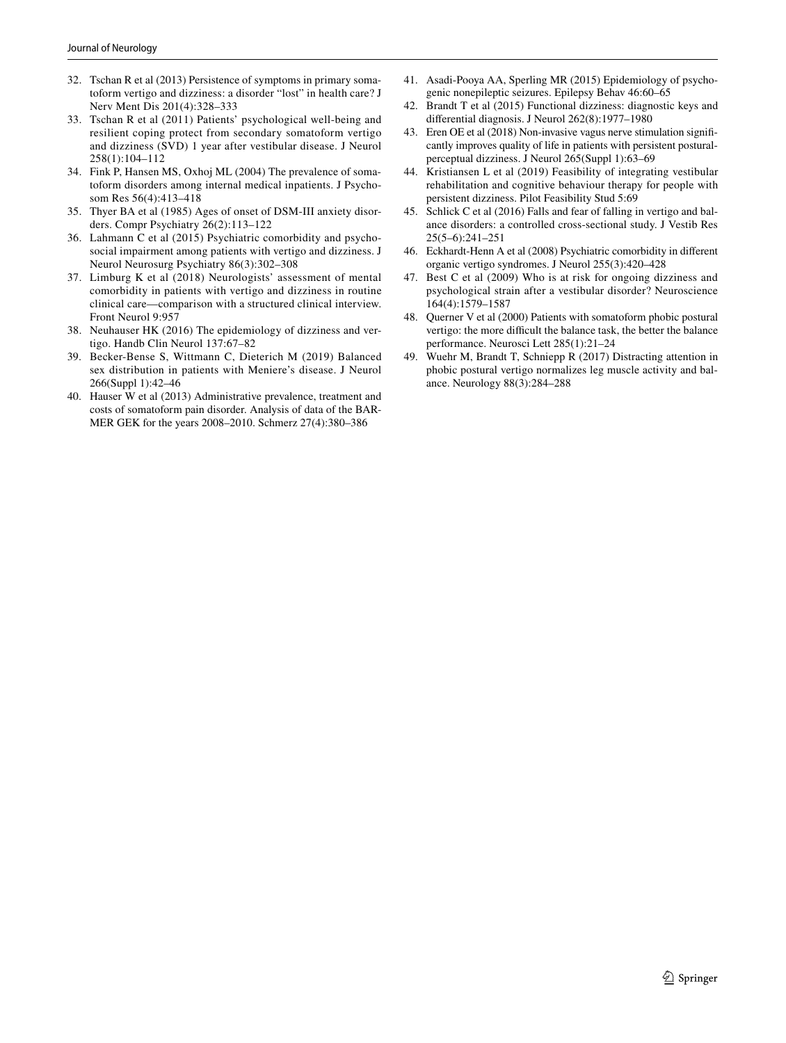32. Tschan R et al (2013) Persistence of symptoms in primary somatoform vertigo and dizziness: a disorder "lost" in health care? J Nerv Ment Dis 201(4):328–333
33. Tschan R et al (2011) Patients' psychological well-being and resilient coping protect from secondary somatoform vertigo and dizziness (SVD) 1 year after vestibular disease. J Neurol 258(1):104–112
34. Fink P, Hansen MS, Oxhoj ML (2004) The prevalence of somatoform disorders among internal medical inpatients. J Psychosom Res 56(4):413–418
35. Thyer BA et al (1985) Ages of onset of DSM-III anxiety disorders. Compr Psychiatry 26(2):113–122
36. Lahmann C et al (2015) Psychiatric comorbidity and psychosocial impairment among patients with vertigo and dizziness. J Neurol Neurosurg Psychiatry 86(3):302–308
37. Limburg K et al (2018) Neurologists' assessment of mental comorbidity in patients with vertigo and dizziness in routine clinical care—comparison with a structured clinical interview. Front Neurol 9:957
38. Neuhauser HK (2016) The epidemiology of dizziness and vertigo. Handb Clin Neurol 137:67–82
39. Becker-Bense S, Wittmann C, Dieterich M (2019) Balanced sex distribution in patients with Meniere's disease. J Neurol 266(Suppl 1):42–46
40. Hauser W et al (2013) Administrative prevalence, treatment and costs of somatoform pain disorder. Analysis of data of the BARMER GEK for the years 2008–2010. Schmerz 27(4):380–386
41. Asadi-Pooya AA, Sperling MR (2015) Epidemiology of psychogenic nonepileptic seizures. Epilepsy Behav 46:60–65
42. Brandt T et al (2015) Functional dizziness: diagnostic keys and differential diagnosis. J Neurol 262(8):1977–1980
43. Eren OE et al (2018) Non-invasive vagus nerve stimulation significantly improves quality of life in patients with persistent postural-perceptual dizziness. J Neurol 265(Suppl 1):63–69
44. Kristiansen L et al (2019) Feasibility of integrating vestibular rehabilitation and cognitive behaviour therapy for people with persistent dizziness. Pilot Feasibility Stud 5:69
45. Schlick C et al (2016) Falls and fear of falling in vertigo and balance disorders: a controlled cross-sectional study. J Vestib Res 25(5–6):241–251
46. Eckhardt-Henn A et al (2008) Psychiatric comorbidity in different organic vertigo syndromes. J Neurol 255(3):420–428
47. Best C et al (2009) Who is at risk for ongoing dizziness and psychological strain after a vestibular disorder? Neuroscience 164(4):1579–1587
48. Querner V et al (2000) Patients with somatoform phobic postural vertigo: the more difficult the balance task, the better the balance performance. Neurosci Lett 285(1):21–24
49. Wuehr M, Brandt T, Schniepp R (2017) Distracting attention in phobic postural vertigo normalizes leg muscle activity and balance. Neurology 88(3):284–288